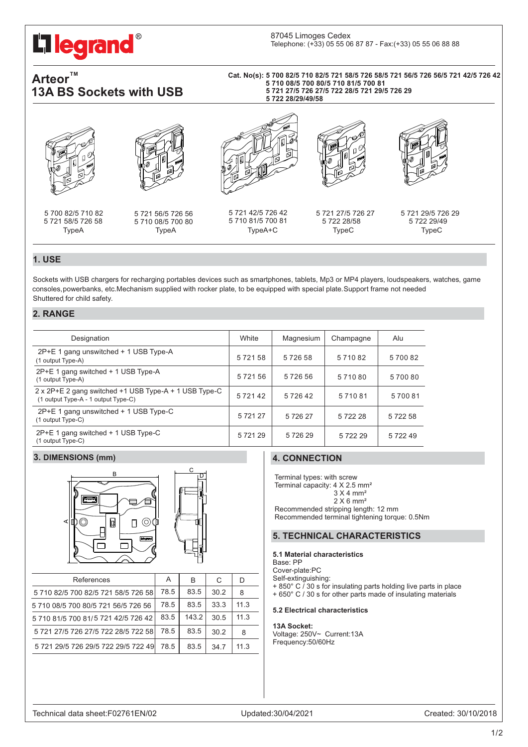legrand®

87045 Limoges Cedex
Telephone: (+33) 05 55 06 87 87 - Fax:(+33) 05 55 06 88 88

# Arteor™
# 13A BS Sockets with USB

**Cat. No(s): 5 700 82/5 710 82/5 721 58/5 726 58/5 721 56/5 726 56/5 721 42/5 726 42**
**5 710 08/5 700 80/5 710 81/5 700 81**
**5 721 27/5 726 27/5 722 28/5 721 29/5 726 29**
**5 722 28/29/49/58**

5 700 82/5 710 82
5 721 58/5 726 58
TypeA

5 721 56/5 726 56
5 710 08/5 700 80
TypeA

5 721 42/5 726 42
5 710 81/5 700 81
TypeA+C

5 721 27/5 726 27
5 722 28/58
TypeC

5 721 29/5 726 29
5 722 29/49
TypeC

## 1. USE

Sockets with USB chargers for recharging portables devices such as smartphones, tablets, Mp3 or MP4 players, loudspeakers, watches, game consoles,powerbanks, etc.Mechanism supplied with rocker plate, to be equipped with special plate.Support frame not needed
Shuttered for child safety.

## 2. RANGE

| Designation | White | Magnesium | Champagne | Alu |
|---|---|---|---|---|
| 2P+E 1 gang unswitched + 1 USB Type-A (1 output Type-A) | 5 721 58 | 5 726 58 | 5 710 82 | 5 700 82 |
| 2P+E 1 gang switched + 1 USB Type-A (1 output Type-A) | 5 721 56 | 5 726 56 | 5 710 80 | 5 700 80 |
| 2 x 2P+E 2 gang switched +1 USB Type-A + 1 USB Type-C (1 output Type-A - 1 output Type-C) | 5 721 42 | 5 726 42 | 5 710 81 | 5 700 81 |
| 2P+E 1 gang unswitched + 1 USB Type-C (1 output Type-C) | 5 721 27 | 5 726 27 | 5 722 28 | 5 722 58 |
| 2P+E 1 gang switched + 1 USB Type-C (1 output Type-C) | 5 721 29 | 5 726 29 | 5 722 29 | 5 722 49 |

## 3. DIMENSIONS (mm)

| References | A | B | C | D |
|---|---|---|---|---|
| 5 710 82/5 700 82/5 721 58/5 726 58 | 78.5 | 83.5 | 30.2 | 8 |
| 5 710 08/5 700 80/5 721 56/5 726 56 | 78.5 | 83.5 | 33.3 | 11.3 |
| 5 710 81/5 700 81/5 721 42/5 726 42 | 83.5 | 143.2 | 30.5 | 11.3 |
| 5 721 27/5 726 27/5 722 28/5 722 58 | 78.5 | 83.5 | 30.2 | 8 |
| 5 721 29/5 726 29/5 722 29/5 722 49 | 78.5 | 83.5 | 34.7 | 11.3 |

## 4. CONNECTION

Terminal types: with screw
Terminal capacity: 4 X 2.5 mm²
3 X 4 mm²
2 X 6 mm²
Recommended stripping length: 12 mm
Recommended terminal tightening torque: 0.5Nm

## 5. TECHNICAL CHARACTERISTICS

### 5.1 Material characteristics

Base: PP
Cover-plate:PC
Self-extinguishing:
+ 850° C / 30 s for insulating parts holding live parts in place
+ 650° C / 30 s for other parts made of insulating materials

### 5.2 Electrical characteristics

**13A Socket:**
Voltage: 250V~ Current:13A
Frequency:50/60Hz

Technical data sheet:F02761EN/02 Updated:30/04/2021 Created: 30/10/2018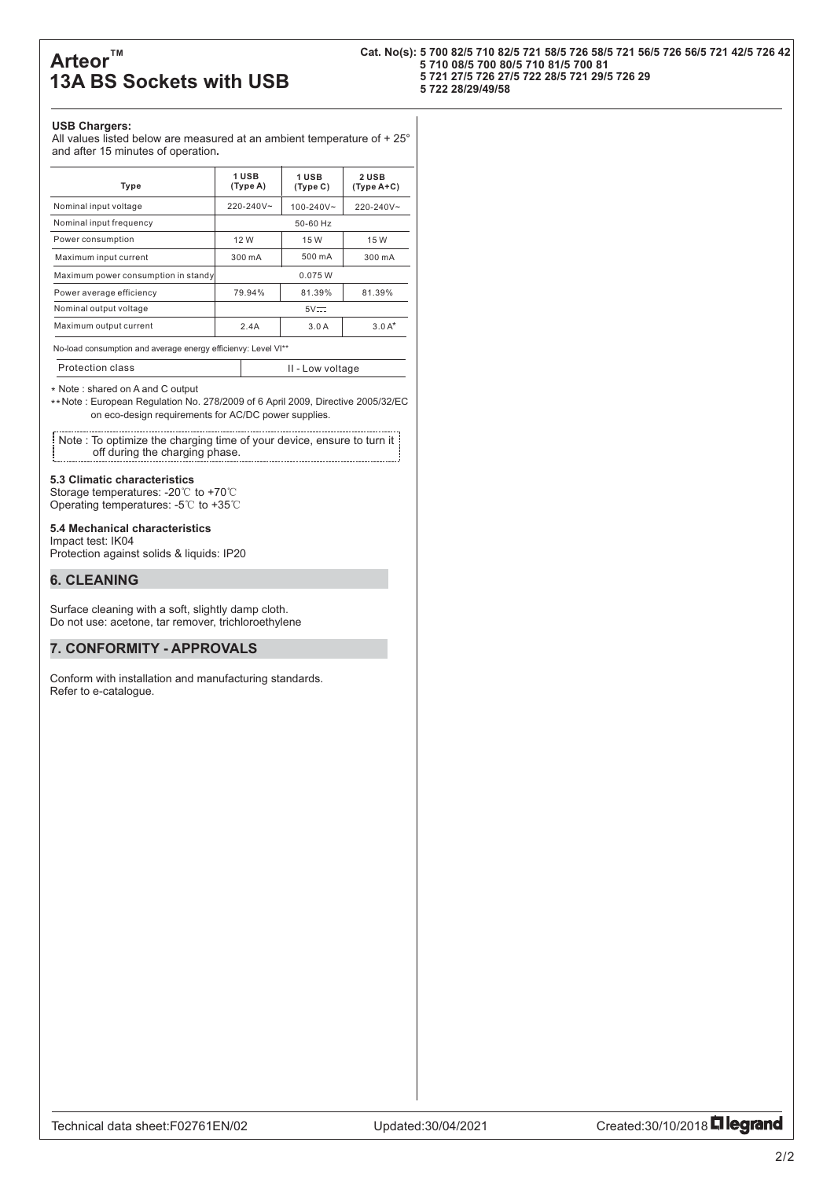# Arteor™
# 13A BS Sockets with USB

**Cat. No(s): 5 700 82/5 710 82/5 721 58/5 726 58/5 721 56/5 726 56/5 721 42/5 726 42
5 710 08/5 700 80/5 710 81/5 700 81
5 721 27/5 726 27/5 722 28/5 721 29/5 726 29
5 722 28/29/49/58**

**USB Chargers:**
All values listed below are measured at an ambient temperature of + 25° and after 15 minutes of operation**.**

| Type | 1 USB (Type A) | 1 USB (Type C) | 2 USB (Type A+C) |
|---|---|---|---|
| Nominal input voltage | 220-240V~ | 100-240V~ | 220-240V~ |
| Nominal input frequency | 50-60 Hz | | |
| Power consumption | 12 W | 15 W | 15 W |
| Maximum input current | 300 mA | 500 mA | 300 mA |
| Maximum power consumption in standy | 0.075 W | | |
| Power average efficiency | 79.94% | 81.39% | 81.39% |
| Nominal output voltage | 5V⎓ | | |
| Maximum output current | 2.4A | 3.0 A | 3.0 A* |

No-load consumption and average energy efficienvy: Level VI**

| | |
|---|---|
| Protection class | II - Low voltage |

* Note : shared on A and C output

** Note : European Regulation No. 278/2009 of 6 April 2009, Directive 2005/32/EC on eco-design requirements for AC/DC power supplies.

Note : To optimize the charging time of your device, ensure to turn it off during the charging phase.

**5.3 Climatic characteristics**
Storage temperatures: -20℃ to +70℃
Operating temperatures: -5℃ to +35℃

**5.4 Mechanical characteristics**
Impact test: IK04
Protection against solids & liquids: IP20

## 6. CLEANING

Surface cleaning with a soft, slightly damp cloth.
Do not use: acetone, tar remover, trichloroethylene

## 7. CONFORMITY - APPROVALS

Conform with installation and manufacturing standards.
Refer to e-catalogue.

Technical data sheet:F02761EN/02 Updated:30/04/2021 Created:30/10/2018 legrand